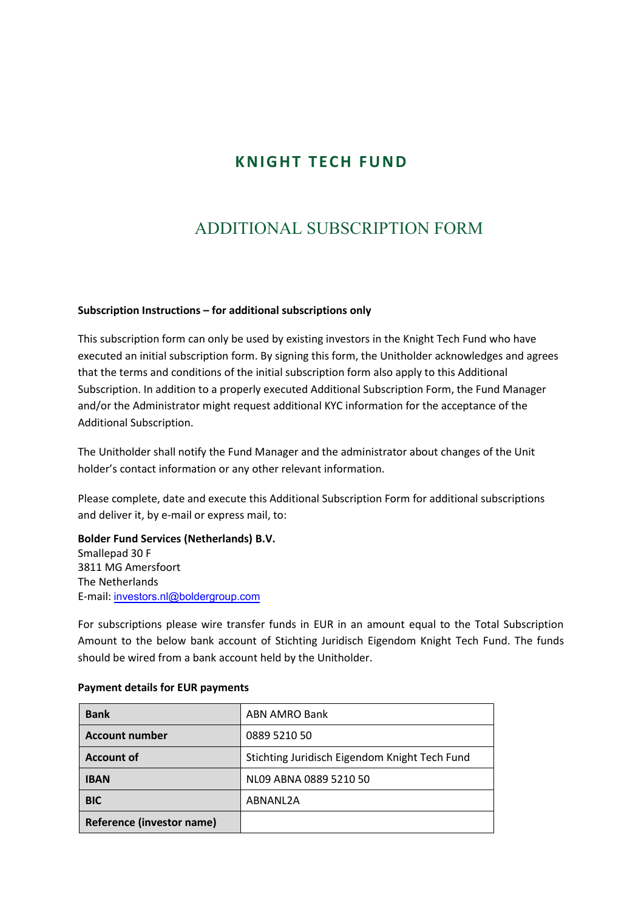# KNIGHT TECH FUND

## ADDITIONAL SUBSCRIPTION FORM

**Subscription Instructions – for additional subscriptions only**

This subscription form can only be used by existing investors in the Knight Tech Fund who have executed an initial subscription form. By signing this form, the Unitholder acknowledges and agrees that the terms and conditions of the initial subscription form also apply to this Additional Subscription. In addition to a properly executed Additional Subscription Form, the Fund Manager and/or the Administrator might request additional KYC information for the acceptance of the Additional Subscription.

The Unitholder shall notify the Fund Manager and the administrator about changes of the Unit holder's contact information or any other relevant information.

Please complete, date and execute this Additional Subscription Form for additional subscriptions and deliver it, by e-mail or express mail, to:

**Bolder Fund Services (Netherlands) B.V.**
Smallepad 30 F
3811 MG Amersfoort
The Netherlands
E-mail: investors.nl@boldergroup.com

For subscriptions please wire transfer funds in EUR in an amount equal to the Total Subscription Amount to the below bank account of Stichting Juridisch Eigendom Knight Tech Fund. The funds should be wired from a bank account held by the Unitholder.

**Payment details for EUR payments**

| | |
|---|---|
| **Bank** | ABN AMRO Bank |
| **Account number** | 0889 5210 50 |
| **Account of** | Stichting Juridisch Eigendom Knight Tech Fund |
| **IBAN** | NL09 ABNA 0889 5210 50 |
| **BIC** | ABNANL2A |
| **Reference (investor name)** | |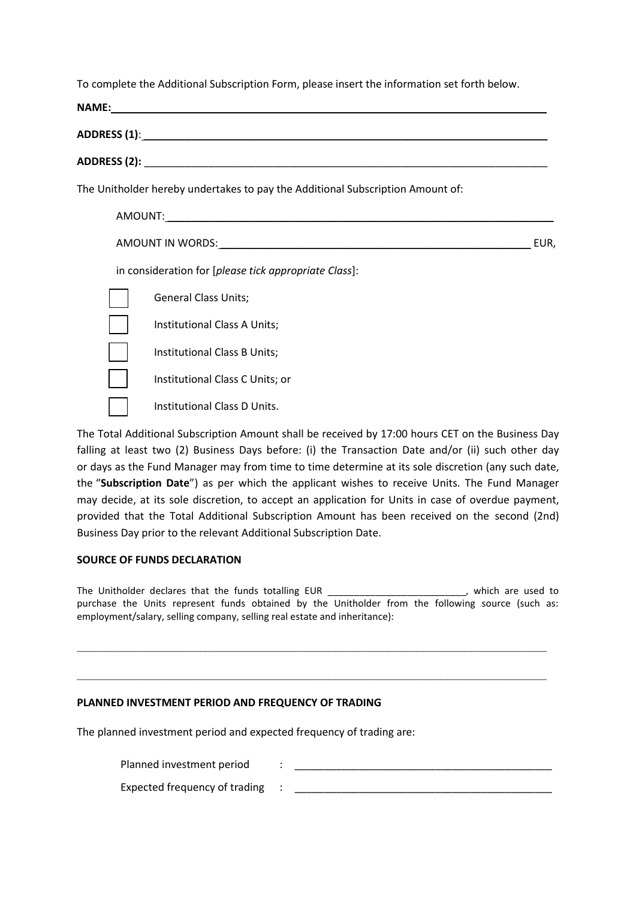To complete the Additional Subscription Form, please insert the information set forth below.

**NAME:** ______________________________________________________________________

**ADDRESS (1)**: ________________________________________________________________

**ADDRESS (2):** ________________________________________________________________

The Unitholder hereby undertakes to pay the Additional Subscription Amount of:

AMOUNT: ______________________________________________________________

AMOUNT IN WORDS: ___________________________________________________ EUR,

in consideration for [*please tick appropriate Class*]:

- ☐ General Class Units;
- ☐ Institutional Class A Units;
- ☐ Institutional Class B Units;
- ☐ Institutional Class C Units; or
- ☐ Institutional Class D Units.

The Total Additional Subscription Amount shall be received by 17:00 hours CET on the Business Day falling at least two (2) Business Days before: (i) the Transaction Date and/or (ii) such other day or days as the Fund Manager may from time to time determine at its sole discretion (any such date, the "**Subscription Date**") as per which the applicant wishes to receive Units. The Fund Manager may decide, at its sole discretion, to accept an application for Units in case of overdue payment, provided that the Total Additional Subscription Amount has been received on the second (2nd) Business Day prior to the relevant Additional Subscription Date.

**SOURCE OF FUNDS DECLARATION**

The Unitholder declares that the funds totalling EUR _________________________, which are used to purchase the Units represent funds obtained by the Unitholder from the following source (such as: employment/salary, selling company, selling real estate and inheritance):

______________________________________________________________________________________

______________________________________________________________________________________

**PLANNED INVESTMENT PERIOD AND FREQUENCY OF TRADING**

The planned investment period and expected frequency of trading are:

Planned investment period : _____________________________________________

Expected frequency of trading : _____________________________________________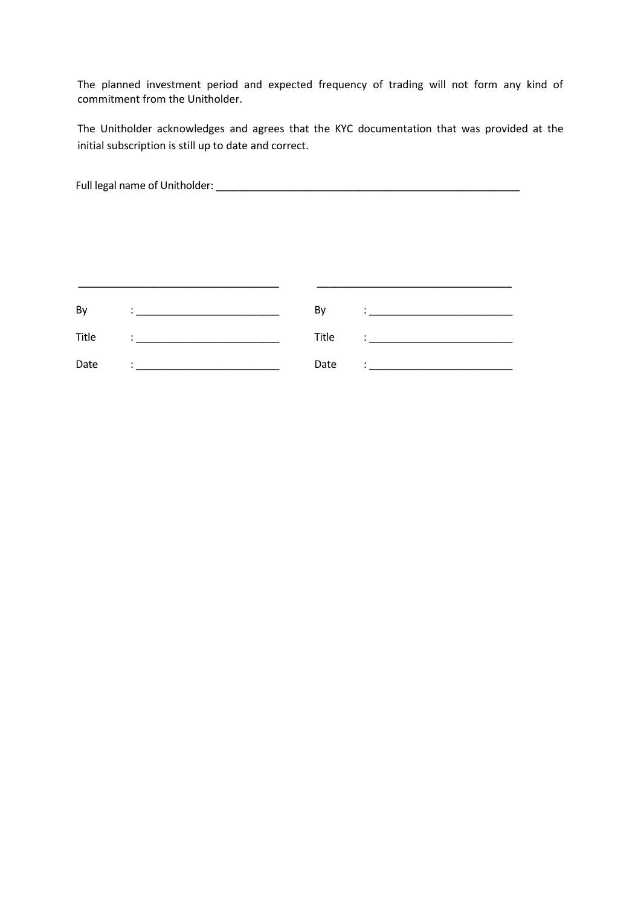The planned investment period and expected frequency of trading will not form any kind of commitment from the Unitholder.

The Unitholder acknowledges and agrees that the KYC documentation that was provided at the initial subscription is still up to date and correct.

Full legal name of Unitholder: _______________________________________________________

| | | | |
|---|---|---|---|
| ________________________________ | | ________________________________ | |
| By | : __________________________ | By | : __________________________ |
| Title | : __________________________ | Title | : __________________________ |
| Date | : __________________________ | Date | : __________________________ |